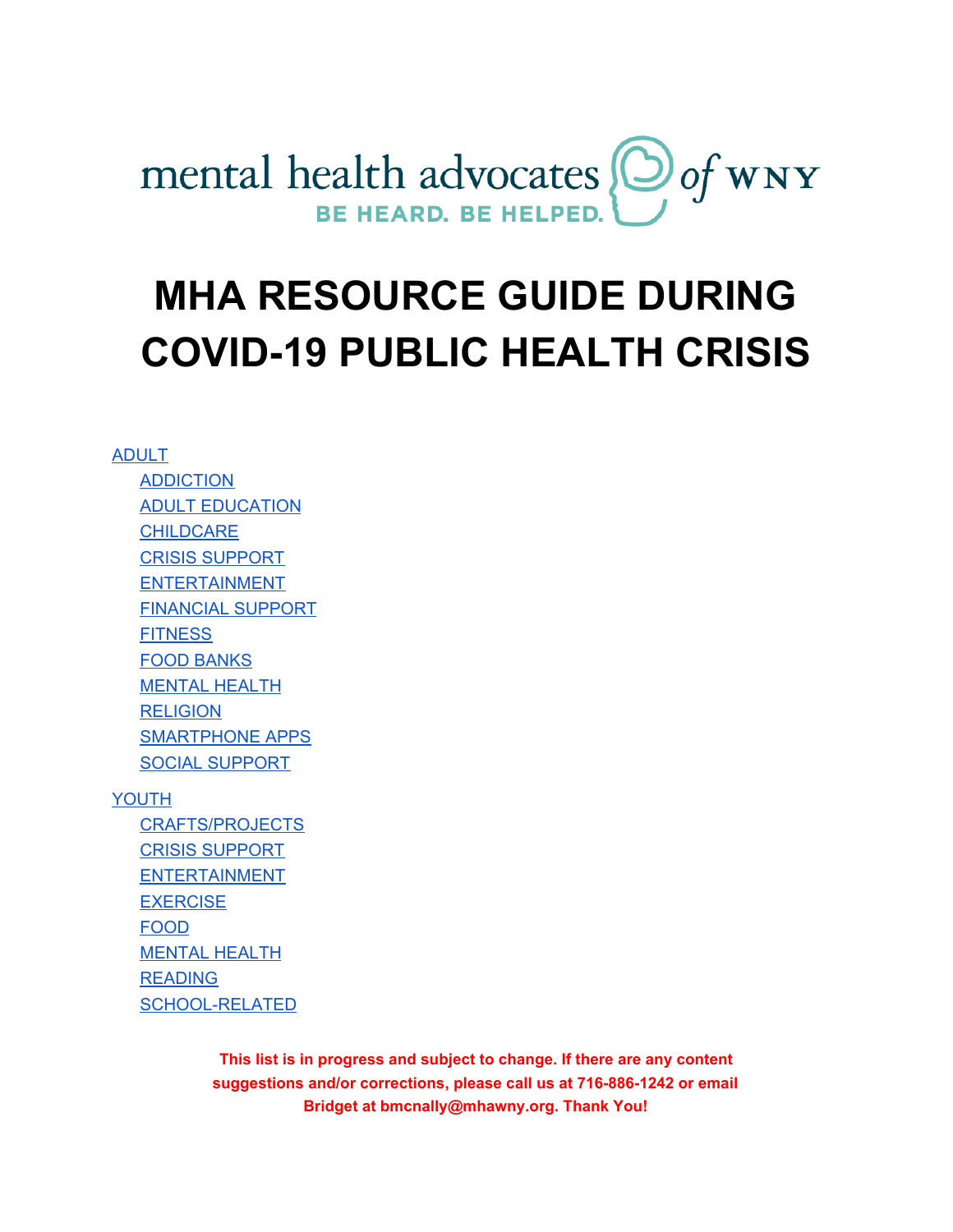mental health advocates of WNY

BE HEARD. BE HELPED.

# MHA RESOURCE GUIDE DURING COVID-19 PUBLIC HEALTH CRISIS

- ADULT
  - ADDICTION
  - ADULT EDUCATION
  - CHILDCARE
  - CRISIS SUPPORT
  - ENTERTAINMENT
  - FINANCIAL SUPPORT
  - FITNESS
  - FOOD BANKS
  - MENTAL HEALTH
  - RELIGION
  - SMARTPHONE APPS
  - SOCIAL SUPPORT
- YOUTH
  - CRAFTS/PROJECTS
  - CRISIS SUPPORT
  - ENTERTAINMENT
  - EXERCISE
  - FOOD
  - MENTAL HEALTH
  - READING
  - SCHOOL-RELATED

**This list is in progress and subject to change. If there are any content suggestions and/or corrections, please call us at 716-886-1242 or email Bridget at bmcnally@mhawny.org. Thank You!**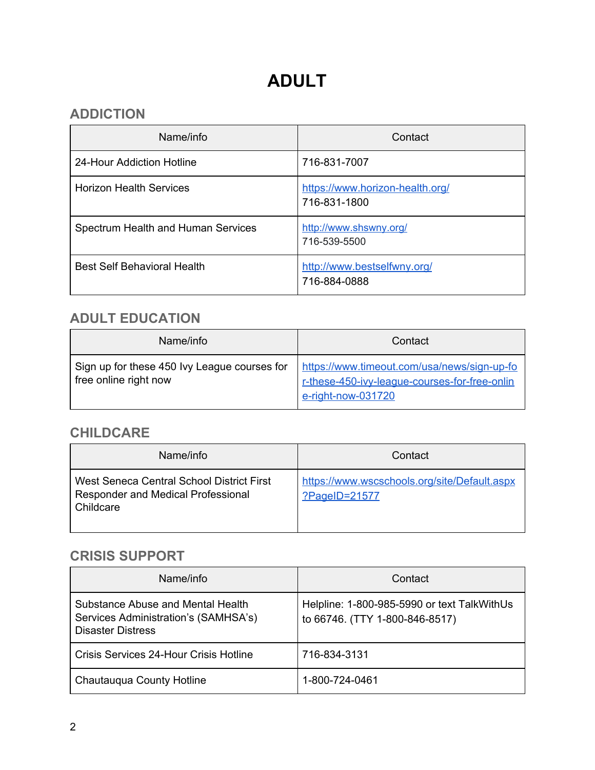# ADULT

## ADDICTION

| Name/info | Contact |
|---|---|
| 24-Hour Addiction Hotline | 716-831-7007 |
| Horizon Health Services | https://www.horizon-health.org/ 716-831-1800 |
| Spectrum Health and Human Services | http://www.shswny.org/ 716-539-5500 |
| Best Self Behavioral Health | http://www.bestselfwny.org/ 716-884-0888 |

## ADULT EDUCATION

| Name/info | Contact |
|---|---|
| Sign up for these 450 Ivy League courses for free online right now | https://www.timeout.com/usa/news/sign-up-for-these-450-ivy-league-courses-for-free-online-right-now-031720 |

## CHILDCARE

| Name/info | Contact |
|---|---|
| West Seneca Central School District First Responder and Medical Professional Childcare | https://www.wscschools.org/site/Default.aspx?PageID=21577 |

## CRISIS SUPPORT

| Name/info | Contact |
|---|---|
| Substance Abuse and Mental Health Services Administration's (SAMHSA's) Disaster Distress | Helpline: 1-800-985-5990 or text TalkWithUs to 66746. (TTY 1-800-846-8517) |
| Crisis Services 24-Hour Crisis Hotline | 716-834-3131 |
| Chautauqua County Hotline | 1-800-724-0461 |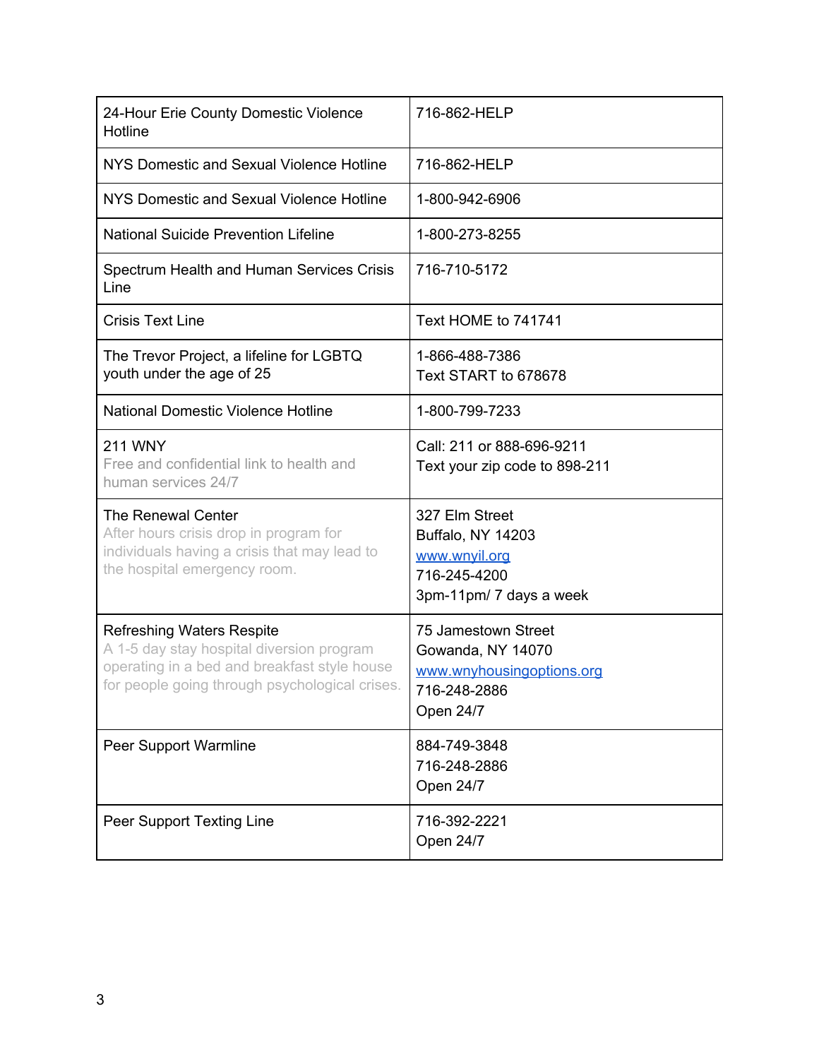| | |
|---|---|
| 24-Hour Erie County Domestic Violence Hotline | 716-862-HELP |
| NYS Domestic and Sexual Violence Hotline | 716-862-HELP |
| NYS Domestic and Sexual Violence Hotline | 1-800-942-6906 |
| National Suicide Prevention Lifeline | 1-800-273-8255 |
| Spectrum Health and Human Services Crisis Line | 716-710-5172 |
| Crisis Text Line | Text HOME to 741741 |
| The Trevor Project, a lifeline for LGBTQ youth under the age of 25 | 1-866-488-7386<br>Text START to 678678 |
| National Domestic Violence Hotline | 1-800-799-7233 |
| 211 WNY<br>Free and confidential link to health and human services 24/7 | Call: 211 or 888-696-9211<br>Text your zip code to 898-211 |
| The Renewal Center<br>After hours crisis drop in program for individuals having a crisis that may lead to the hospital emergency room. | 327 Elm Street<br>Buffalo, NY 14203<br>[www.wnyil.org](http://www.wnyil.org)<br>716-245-4200<br>3pm-11pm/ 7 days a week |
| Refreshing Waters Respite<br>A 1-5 day stay hospital diversion program operating in a bed and breakfast style house for people going through psychological crises. | 75 Jamestown Street<br>Gowanda, NY 14070<br>[www.wnyhousingoptions.org](http://www.wnyhousingoptions.org)<br>716-248-2886<br>Open 24/7 |
| Peer Support Warmline | 884-749-3848<br>716-248-2886<br>Open 24/7 |
| Peer Support Texting Line | 716-392-2221<br>Open 24/7 |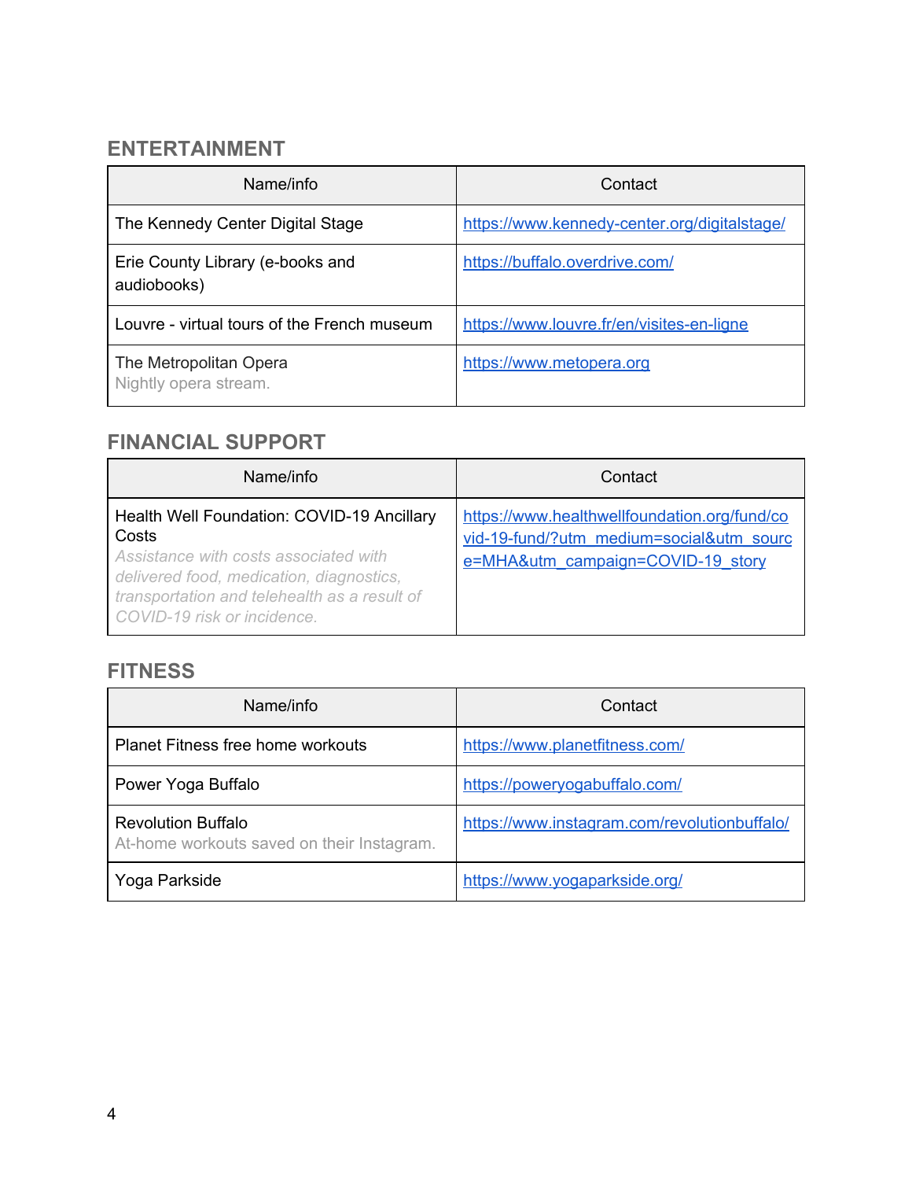## ENTERTAINMENT

| Name/info | Contact |
| --- | --- |
| The Kennedy Center Digital Stage | https://www.kennedy-center.org/digitalstage/ |
| Erie County Library (e-books and audiobooks) | https://buffalo.overdrive.com/ |
| Louvre - virtual tours of the French museum | https://www.louvre.fr/en/visites-en-ligne |
| The Metropolitan Opera<br>Nightly opera stream. | https://www.metopera.org |

## FINANCIAL SUPPORT

| Name/info | Contact |
| --- | --- |
| Health Well Foundation: COVID-19 Ancillary Costs<br>*Assistance with costs associated with delivered food, medication, diagnostics, transportation and telehealth as a result of COVID-19 risk or incidence.* | https://www.healthwellfoundation.org/fund/covid-19-fund/?utm_medium=social&utm_source=MHA&utm_campaign=COVID-19_story |

## FITNESS

| Name/info | Contact |
| --- | --- |
| Planet Fitness free home workouts | https://www.planetfitness.com/ |
| Power Yoga Buffalo | https://poweryogabuffalo.com/ |
| Revolution Buffalo<br>At-home workouts saved on their Instagram. | https://www.instagram.com/revolutionbuffalo/ |
| Yoga Parkside | https://www.yogaparkside.org/ |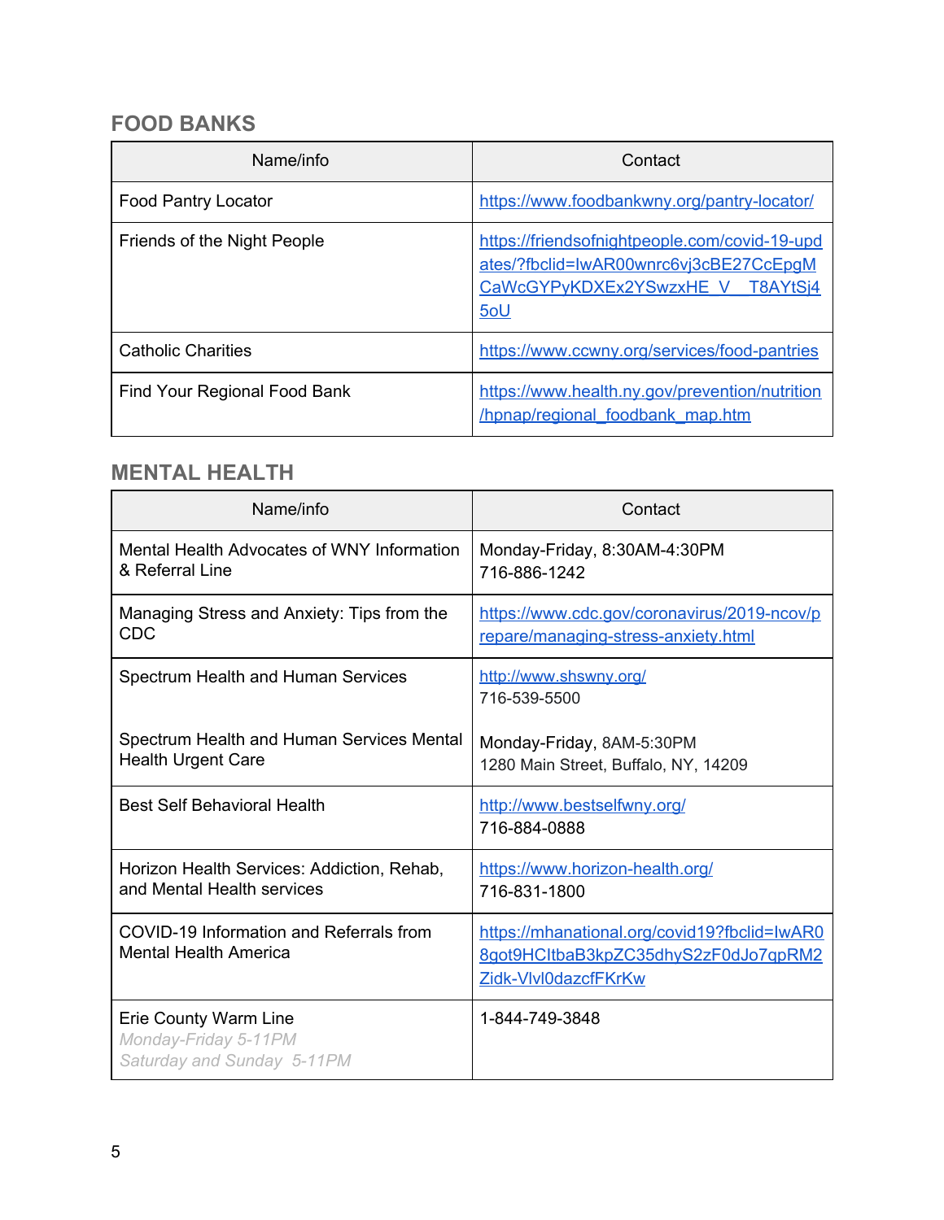## FOOD BANKS

| Name/info | Contact |
|---|---|
| Food Pantry Locator | https://www.foodbankwny.org/pantry-locator/ |
| Friends of the Night People | https://friendsofnightpeople.com/covid-19-updates/?fbclid=IwAR00wnrc6vj3cBE27CcEpgMCaWcGYPyKDXEx2YSwzxHE_V__T8AYtSj45oU |
| Catholic Charities | https://www.ccwny.org/services/food-pantries |
| Find Your Regional Food Bank | https://www.health.ny.gov/prevention/nutrition/hpnap/regional_foodbank_map.htm |

## MENTAL HEALTH

| Name/info | Contact |
|---|---|
| Mental Health Advocates of WNY Information & Referral Line | Monday-Friday, 8:30AM-4:30PM<br>716-886-1242 |
| Managing Stress and Anxiety: Tips from the CDC | https://www.cdc.gov/coronavirus/2019-ncov/prepare/managing-stress-anxiety.html |
| Spectrum Health and Human Services<br><br>Spectrum Health and Human Services Mental Health Urgent Care | http://www.shswny.org/<br>716-539-5500<br><br>Monday-Friday, 8AM-5:30PM<br>1280 Main Street, Buffalo, NY, 14209 |
| Best Self Behavioral Health | http://www.bestselfwny.org/<br>716-884-0888 |
| Horizon Health Services: Addiction, Rehab, and Mental Health services | https://www.horizon-health.org/<br>716-831-1800 |
| COVID-19 Information and Referrals from Mental Health America | https://mhanational.org/covid19?fbclid=IwAR08got9HCItbaB3kpZC35dhyS2zF0dJo7qpRM2Zidk-Vlvl0dazcfFKrKw |
| Erie County Warm Line<br>*Monday-Friday 5-11PM*<br>*Saturday and Sunday 5-11PM* | 1-844-749-3848 |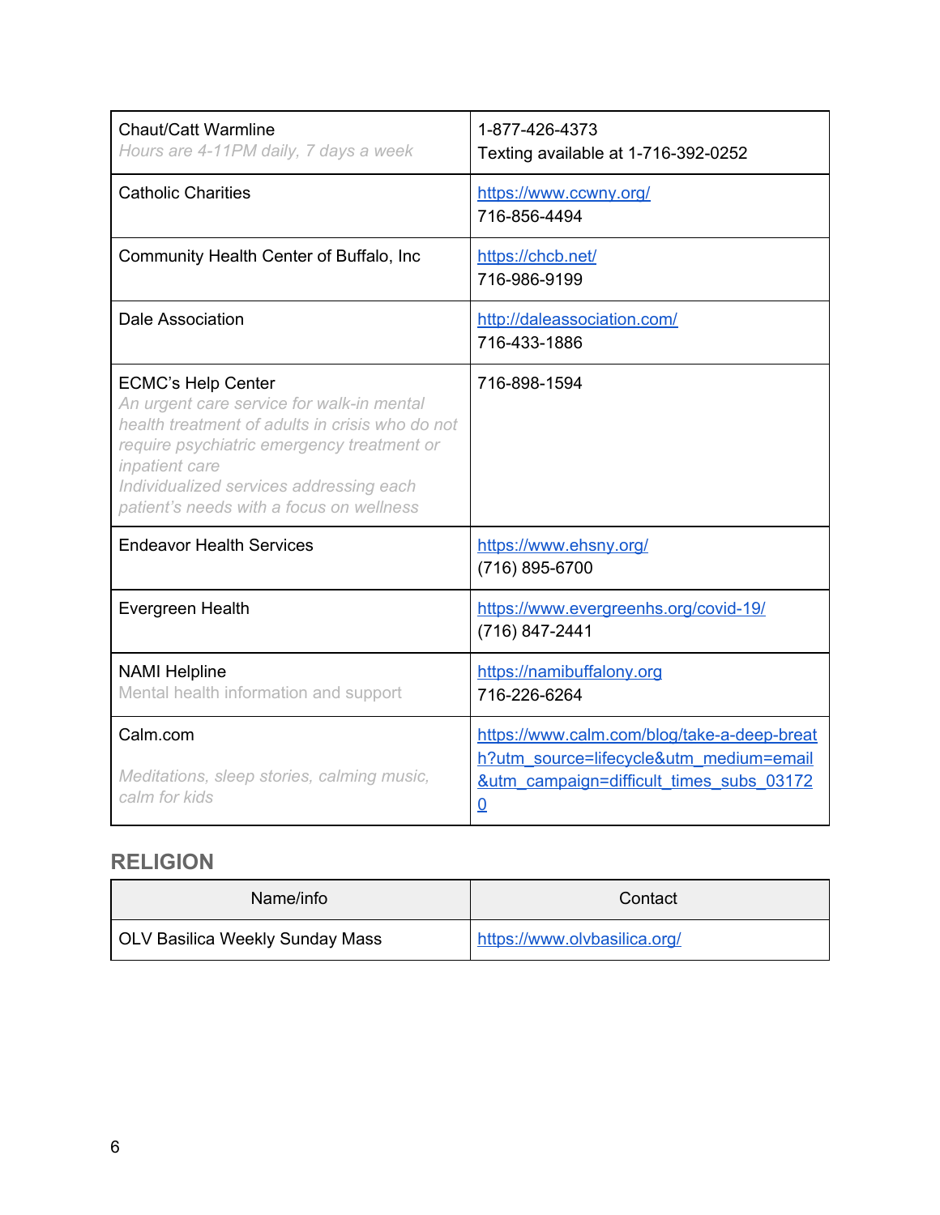| | |
|---|---|
| Chaut/Catt Warmline<br>*Hours are 4-11PM daily, 7 days a week* | 1-877-426-4373<br>Texting available at 1-716-392-0252 |
| Catholic Charities | https://www.ccwny.org/<br>716-856-4494 |
| Community Health Center of Buffalo, Inc | https://chcb.net/<br>716-986-9199 |
| Dale Association | http://daleassociation.com/<br>716-433-1886 |
| ECMC's Help Center<br>*An urgent care service for walk-in mental health treatment of adults in crisis who do not require psychiatric emergency treatment or inpatient care*<br>*Individualized services addressing each patient's needs with a focus on wellness* | 716-898-1594 |
| Endeavor Health Services | https://www.ehsny.org/<br>(716) 895-6700 |
| Evergreen Health | https://www.evergreenhs.org/covid-19/<br>(716) 847-2441 |
| NAMI Helpline<br>Mental health information and support | https://namibuffalony.org<br>716-226-6264 |
| Calm.com<br><br>*Meditations, sleep stories, calming music, calm for kids* | https://www.calm.com/blog/take-a-deep-breath?utm_source=lifecycle&utm_medium=email&utm_campaign=difficult_times_subs_031720 |

## RELIGION

| Name/info | Contact |
|---|---|
| OLV Basilica Weekly Sunday Mass | https://www.olvbasilica.org/ |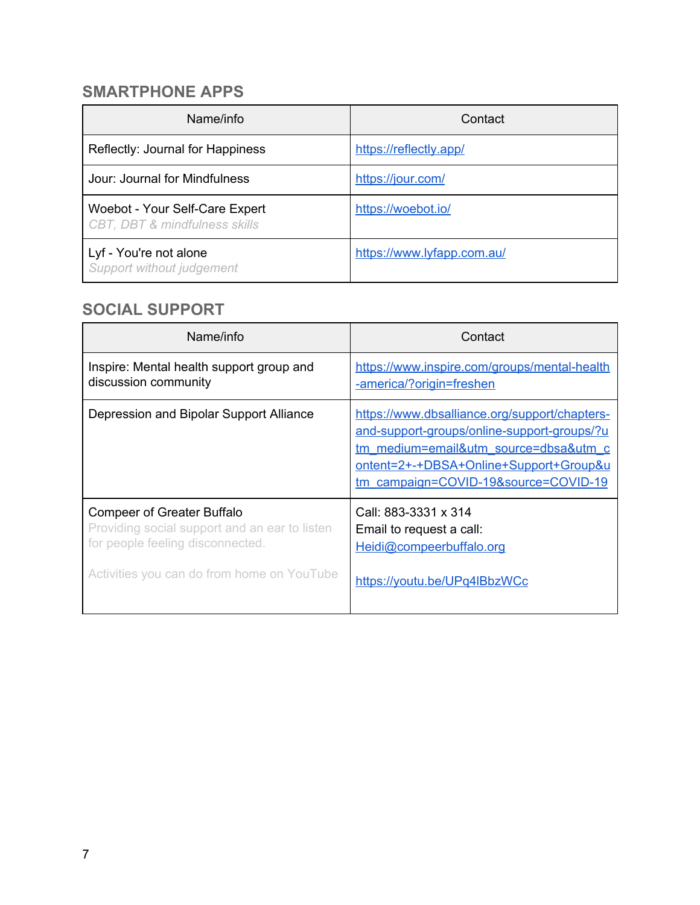## SMARTPHONE APPS

| Name/info | Contact |
| --- | --- |
| Reflectly: Journal for Happiness | https://reflectly.app/ |
| Jour: Journal for Mindfulness | https://jour.com/ |
| Woebot - Your Self-Care Expert<br>*CBT, DBT & mindfulness skills* | https://woebot.io/ |
| Lyf - You're not alone<br>*Support without judgement* | https://www.lyfapp.com.au/ |

## SOCIAL SUPPORT

| Name/info | Contact |
| --- | --- |
| Inspire: Mental health support group and discussion community | https://www.inspire.com/groups/mental-health-america/?origin=freshen |
| Depression and Bipolar Support Alliance | https://www.dbsalliance.org/support/chapters-and-support-groups/online-support-groups/?utm_medium=email&utm_source=dbsa&utm_content=2+-+DBSA+Online+Support+Group&utm_campaign=COVID-19&source=COVID-19 |
| Compeer of Greater Buffalo<br>Providing social support and an ear to listen for people feeling disconnected.<br><br>Activities you can do from home on YouTube | Call: 883-3331 x 314<br>Email to request a call:<br>Heidi@compeerbuffalo.org<br><br>https://youtu.be/UPq4lBbzWCc |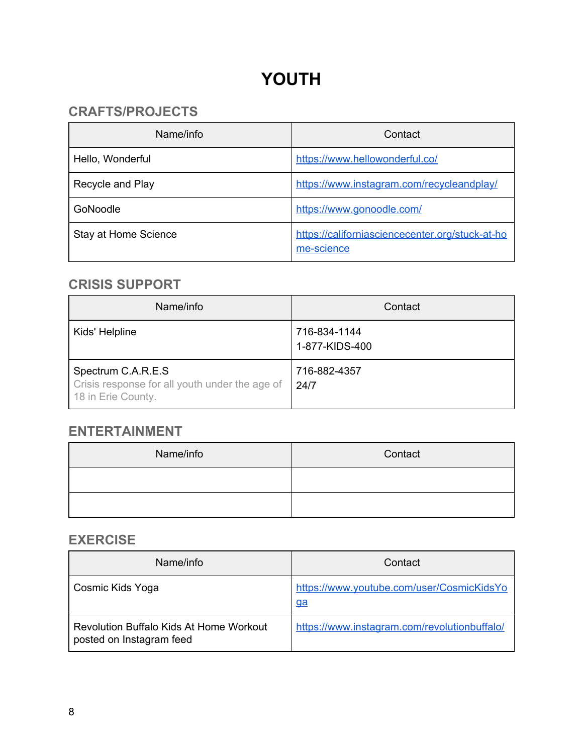# YOUTH

## CRAFTS/PROJECTS

| Name/info | Contact |
|---|---|
| Hello, Wonderful | https://www.hellowonderful.co/ |
| Recycle and Play | https://www.instagram.com/recycleandplay/ |
| GoNoodle | https://www.gonoodle.com/ |
| Stay at Home Science | https://californiasciencecenter.org/stuck-at-home-science |

## CRISIS SUPPORT

| Name/info | Contact |
|---|---|
| Kids' Helpline | 716-834-1144<br>1-877-KIDS-400 |
| Spectrum C.A.R.E.S<br>Crisis response for all youth under the age of 18 in Erie County. | 716-882-4357<br>24/7 |

## ENTERTAINMENT

| Name/info | Contact |
|---|---|
| | |
| | |

## EXERCISE

| Name/info | Contact |
|---|---|
| Cosmic Kids Yoga | https://www.youtube.com/user/CosmicKidsYoga |
| Revolution Buffalo Kids At Home Workout posted on Instagram feed | https://www.instagram.com/revolutionbuffalo/ |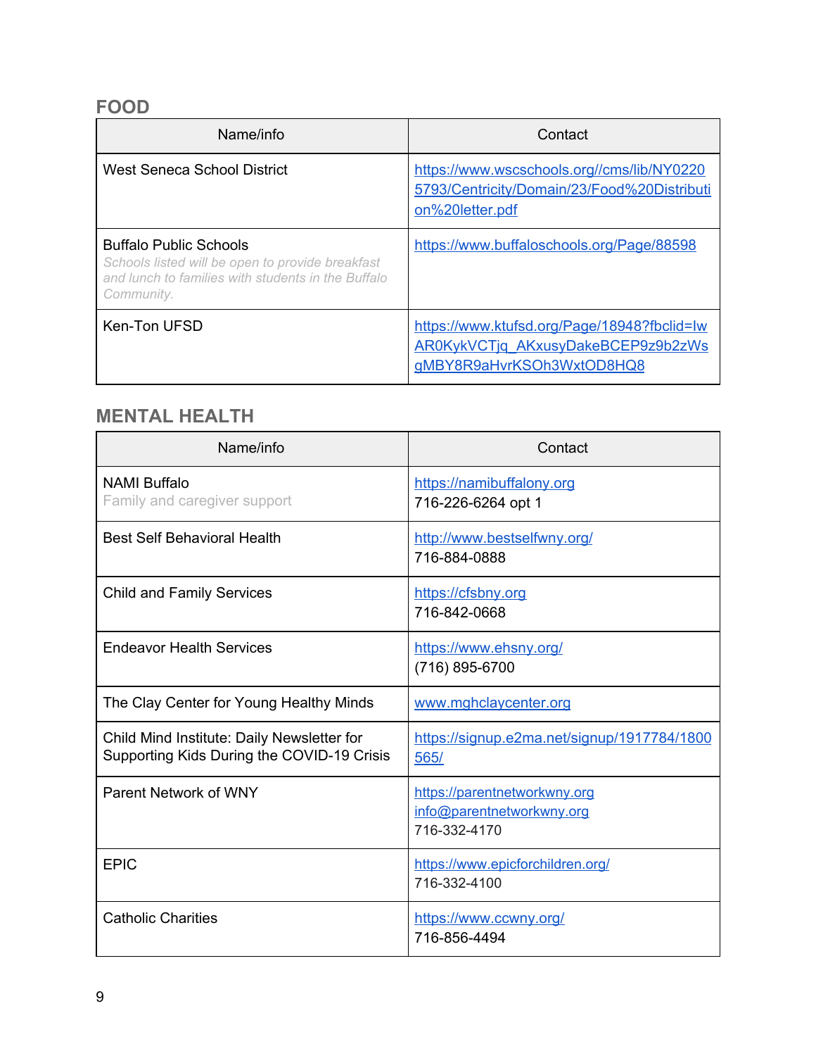## FOOD

| Name/info | Contact |
|---|---|
| West Seneca School District | https://www.wscschools.org//cms/lib/NY02205793/Centricity/Domain/23/Food%20Distribution%20letter.pdf |
| Buffalo Public Schools<br>*Schools listed will be open to provide breakfast and lunch to families with students in the Buffalo Community.* | https://www.buffaloschools.org/Page/88598 |
| Ken-Ton UFSD | https://www.ktufsd.org/Page/18948?fbclid=IwAR0KykVCTjq_AKxusyDakeBCEP9z9b2zWsgMBY8R9aHvrKSOh3WxtOD8HQ8 |

## MENTAL HEALTH

| Name/info | Contact |
|---|---|
| NAMI Buffalo<br>Family and caregiver support | https://namibuffalony.org<br>716-226-6264 opt 1 |
| Best Self Behavioral Health | http://www.bestselfwny.org/<br>716-884-0888 |
| Child and Family Services | https://cfsbny.org<br>716-842-0668 |
| Endeavor Health Services | https://www.ehsny.org/<br>(716) 895-6700 |
| The Clay Center for Young Healthy Minds | www.mghclaycenter.org |
| Child Mind Institute: Daily Newsletter for Supporting Kids During the COVID-19 Crisis | https://signup.e2ma.net/signup/1917784/1800565/ |
| Parent Network of WNY | https://parentnetworkwny.org<br>info@parentnetworkwny.org<br>716-332-4170 |
| EPIC | https://www.epicforchildren.org/<br>716-332-4100 |
| Catholic Charities | https://www.ccwny.org/<br>716-856-4494 |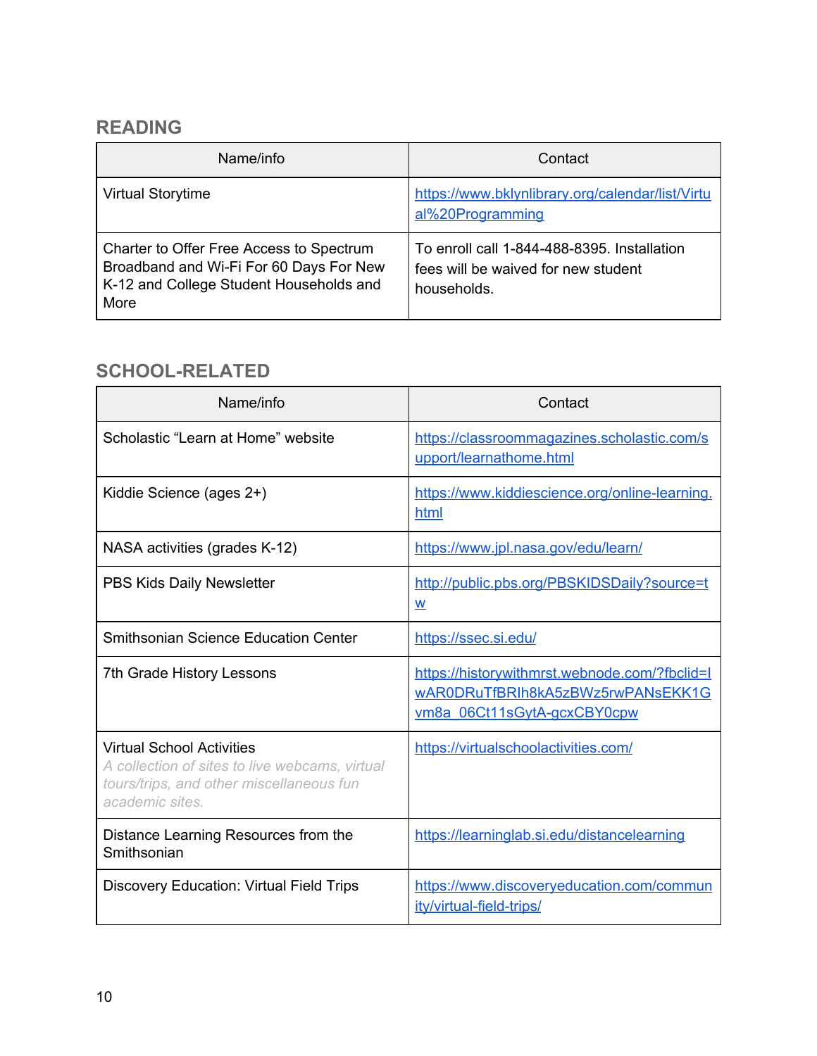## READING

| Name/info | Contact |
|---|---|
| Virtual Storytime | https://www.bklynlibrary.org/calendar/list/Virtual%20Programming |
| Charter to Offer Free Access to Spectrum Broadband and Wi-Fi For 60 Days For New K-12 and College Student Households and More | To enroll call 1-844-488-8395. Installation fees will be waived for new student households. |

## SCHOOL-RELATED

| Name/info | Contact |
|---|---|
| Scholastic "Learn at Home" website | https://classroommagazines.scholastic.com/support/learnathome.html |
| Kiddie Science (ages 2+) | https://www.kiddiescience.org/online-learning.html |
| NASA activities (grades K-12) | https://www.jpl.nasa.gov/edu/learn/ |
| PBS Kids Daily Newsletter | http://public.pbs.org/PBSKIDSDaily?source=tw |
| Smithsonian Science Education Center | https://ssec.si.edu/ |
| 7th Grade History Lessons | https://historywithmrst.webnode.com/?fbclid=IwAR0DRuTfBRIh8kA5zBWz5rwPANsEKK1Gvm8a_06Ct11sGytA-gcxCBY0cpw |
| Virtual School Activities *A collection of sites to live webcams, virtual tours/trips, and other miscellaneous fun academic sites.* | https://virtualschoolactivities.com/ |
| Distance Learning Resources from the Smithsonian | https://learninglab.si.edu/distancelearning |
| Discovery Education: Virtual Field Trips | https://www.discoveryeducation.com/community/virtual-field-trips/ |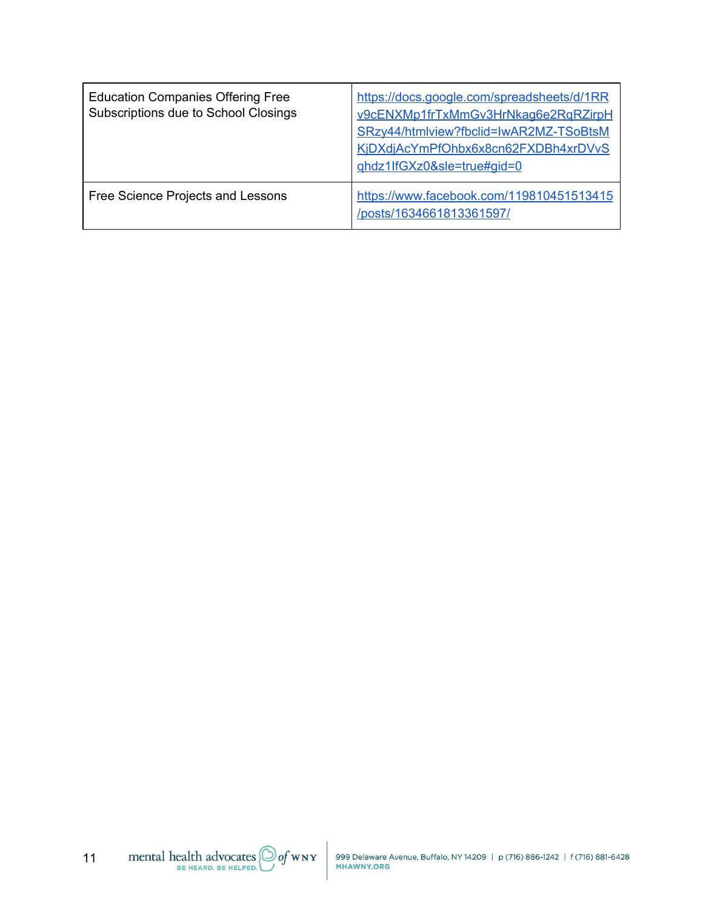| | |
|---|---|
| Education Companies Offering Free Subscriptions due to School Closings | https://docs.google.com/spreadsheets/d/1RRv9cENXMp1frTxMmGv3HrNkag6e2RqRZirpHSRzy44/htmlview?fbclid=IwAR2MZ-TSoBtsMKjDXdjAcYmPfOhbx6x8cn62FXDBh4xrDVvSqhdz1IfGXz0&sle=true#gid=0 |
| Free Science Projects and Lessons | https://www.facebook.com/119810451513415/posts/1634661813361597/ |